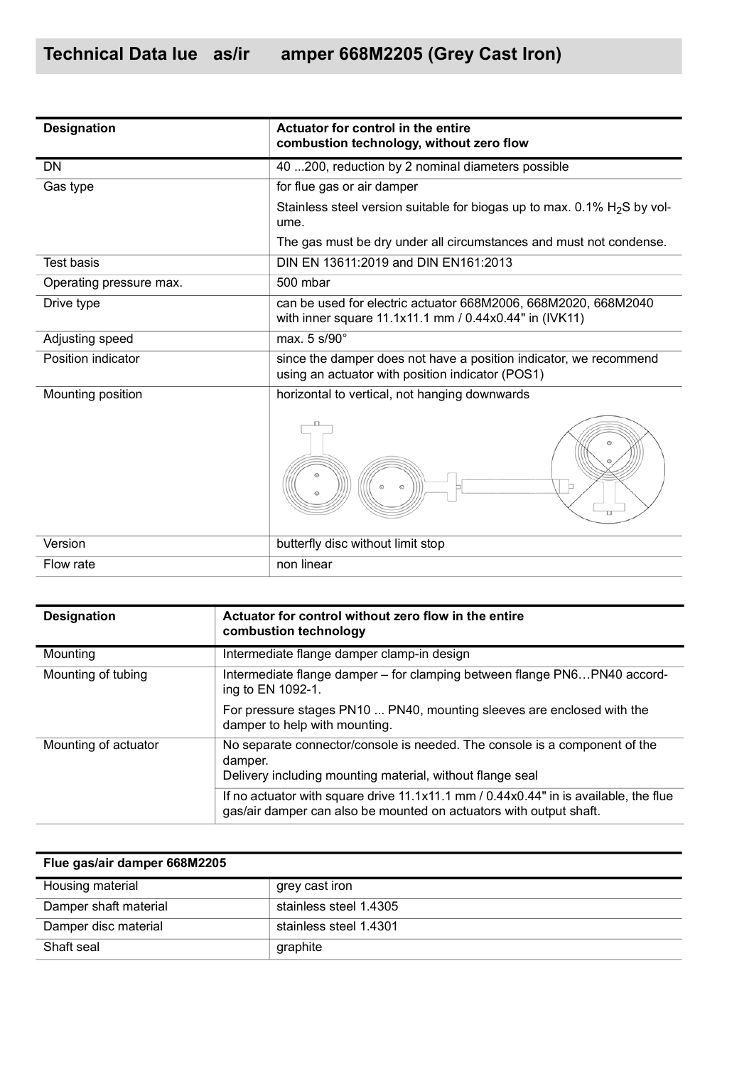## Technical Data lue as/ir amper 668M2205 (Grey Cast Iron)

| Designation | Actuator for control in the entire combustion technology, without zero flow |
| --- | --- |
| DN | 40 ...200, reduction by 2 nominal diameters possible |
| Gas type | for flue gas or air damper<br><br>Stainless steel version suitable for biogas up to max. 0.1% $H_2S$ by volume.<br><br>The gas must be dry under all circumstances and must not condense. |
| Test basis | DIN EN 13611:2019 and DIN EN161:2013 |
| Operating pressure max. | 500 mbar |
| Drive type | can be used for electric actuator 668M2006, 668M2020, 668M2040 with inner square 11.1x11.1 mm / 0.44x0.44" in (IVK11) |
| Adjusting speed | max. 5 s/90° |
| Position indicator | since the damper does not have a position indicator, we recommend using an actuator with position indicator (POS1) |
| Mounting position | horizontal to vertical, not hanging downwards |
| Version | butterfly disc without limit stop |
| Flow rate | non linear |

| Designation | Actuator for control without zero flow in the entire combustion technology |
| --- | --- |
| Mounting | Intermediate flange damper clamp-in design |
| Mounting of tubing | Intermediate flange damper – for clamping between flange PN6…PN40 according to EN 1092-1.<br><br>For pressure stages PN10 ... PN40, mounting sleeves are enclosed with the damper to help with mounting. |
| Mounting of actuator | No separate connector/console is needed. The console is a component of the damper.<br>Delivery including mounting material, without flange seal<br><br>If no actuator with square drive 11.1x11.1 mm / 0.44x0.44" in is available, the flue gas/air damper can also be mounted on actuators with output shaft. |

| Flue gas/air damper 668M2205 | |
| --- | --- |
| Housing material | grey cast iron |
| Damper shaft material | stainless steel 1.4305 |
| Damper disc material | stainless steel 1.4301 |
| Shaft seal | graphite |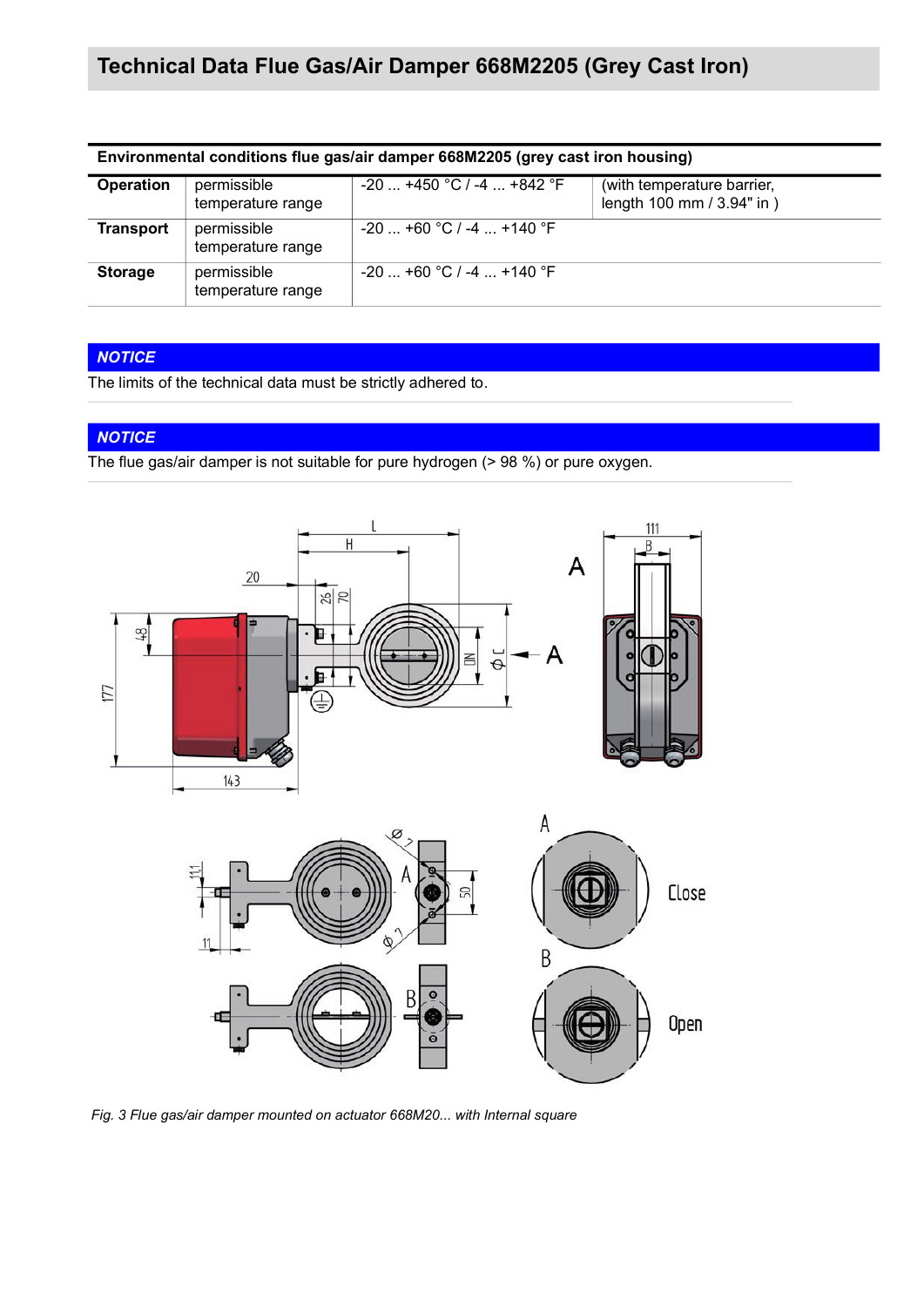# Technical Data Flue Gas/Air Damper 668M2205 (Grey Cast Iron)

| Environmental conditions flue gas/air damper 668M2205 (grey cast iron housing) | | | |
|---|---|---|---|
| **Operation** | permissible temperature range | -20 ... +450 °C / -4 ... +842 °F | (with temperature barrier, length 100 mm / 3.94" in ) |
| **Transport** | permissible temperature range | -20 ... +60 °C / -4 ... +140 °F | |
| **Storage** | permissible temperature range | -20 ... +60 °C / -4 ... +140 °F | |

***NOTICE***

The limits of the technical data must be strictly adhered to.

***NOTICE***

The flue gas/air damper is not suitable for pure hydrogen (> 98 %) or pure oxygen.

*Fig. 3 Flue gas/air damper mounted on actuator 668M20... with Internal square*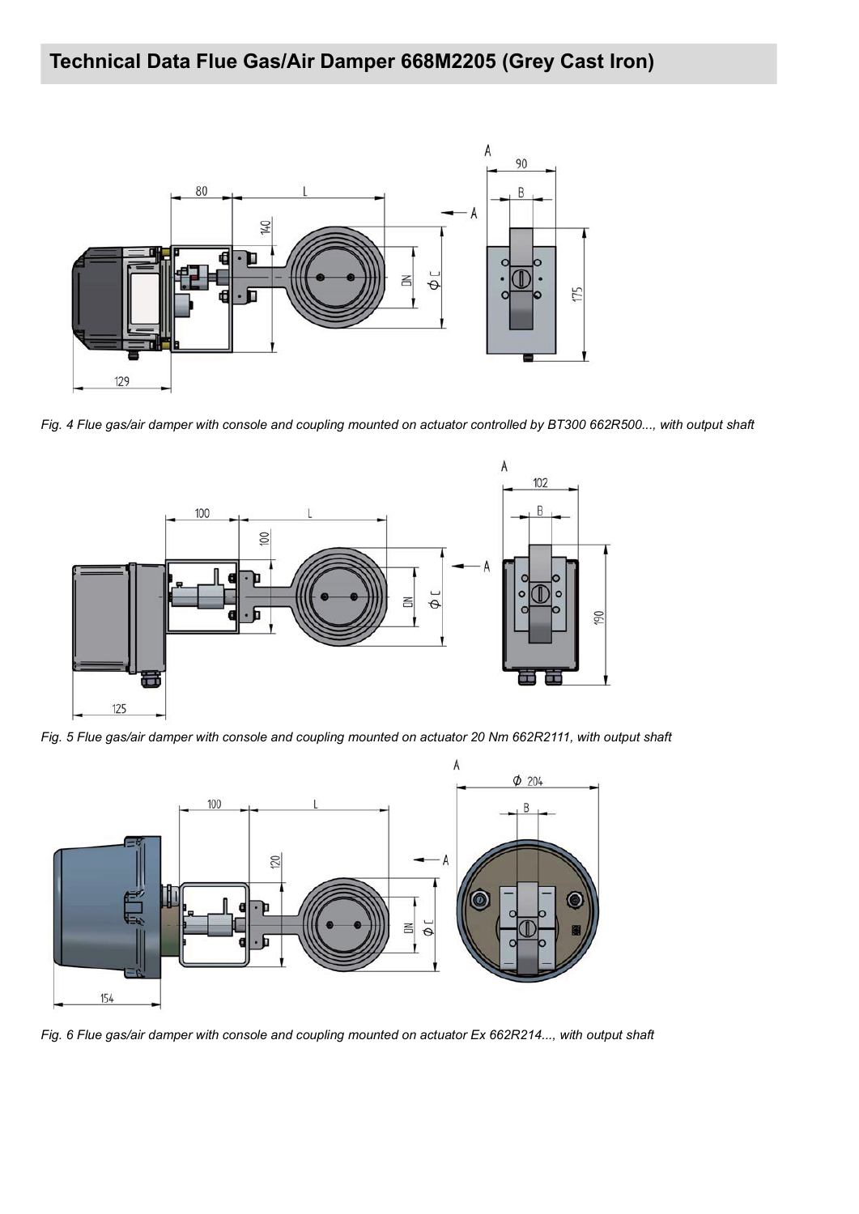## Technical Data Flue Gas/Air Damper 668M2205 (Grey Cast Iron)

*Fig. 4 Flue gas/air damper with console and coupling mounted on actuator controlled by BT300 662R500..., with output shaft*

*Fig. 5 Flue gas/air damper with console and coupling mounted on actuator 20 Nm 662R2111, with output shaft*

*Fig. 6 Flue gas/air damper with console and coupling mounted on actuator Ex 662R214..., with output shaft*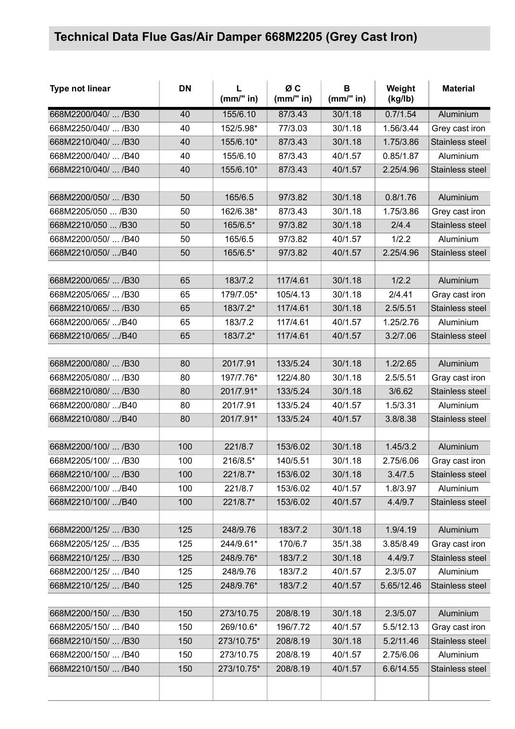## Technical Data Flue Gas/Air Damper 668M2205 (Grey Cast Iron)

| Type not linear | DN | L (mm/" in) | Ø C (mm/" in) | B (mm/" in) | Weight (kg/lb) | Material |
|---|---|---|---|---|---|---|
| 668M2200/040/ ... /B30 | 40 | 155/6.10 | 87/3.43 | 30/1.18 | 0.7/1.54 | Aluminium |
| 668M2250/040/ ... /B30 | 40 | 152/5.98* | 77/3.03 | 30/1.18 | 1.56/3.44 | Grey cast iron |
| 668M2210/040/ ... /B30 | 40 | 155/6.10* | 87/3.43 | 30/1.18 | 1.75/3.86 | Stainless steel |
| 668M2200/040/ ... /B40 | 40 | 155/6.10 | 87/3.43 | 40/1.57 | 0.85/1.87 | Aluminium |
| 668M2210/040/ ... /B40 | 40 | 155/6.10* | 87/3.43 | 40/1.57 | 2.25/4.96 | Stainless steel |
| | | | | | | |
| 668M2200/050/ ... /B30 | 50 | 165/6.5 | 97/3.82 | 30/1.18 | 0.8/1.76 | Aluminium |
| 668M2205/050 ... /B30 | 50 | 162/6.38* | 87/3.43 | 30/1.18 | 1.75/3.86 | Grey cast iron |
| 668M2210/050 ... /B30 | 50 | 165/6.5* | 97/3.82 | 30/1.18 | 2/4.4 | Stainless steel |
| 668M2200/050/ ... /B40 | 50 | 165/6.5 | 97/3.82 | 40/1.57 | 1/2.2 | Aluminium |
| 668M2210/050/ .../B40 | 50 | 165/6.5* | 97/3.82 | 40/1.57 | 2.25/4.96 | Stainless steel |
| | | | | | | |
| 668M2200/065/ ... /B30 | 65 | 183/7.2 | 117/4.61 | 30/1.18 | 1/2.2 | Aluminium |
| 668M2205/065/ ... /B30 | 65 | 179/7.05* | 105/4.13 | 30/1.18 | 2/4.41 | Gray cast iron |
| 668M2210/065/ ... /B30 | 65 | 183/7.2* | 117/4.61 | 30/1.18 | 2.5/5.51 | Stainless steel |
| 668M2200/065/ .../B40 | 65 | 183/7.2 | 117/4.61 | 40/1.57 | 1.25/2.76 | Aluminium |
| 668M2210/065/ .../B40 | 65 | 183/7.2* | 117/4.61 | 40/1.57 | 3.2/7.06 | Stainless steel |
| | | | | | | |
| 668M2200/080/ ... /B30 | 80 | 201/7.91 | 133/5.24 | 30/1.18 | 1.2/2.65 | Aluminium |
| 668M2205/080/ ... /B30 | 80 | 197/7.76* | 122/4.80 | 30/1.18 | 2.5/5.51 | Gray cast iron |
| 668M2210/080/ ... /B30 | 80 | 201/7.91* | 133/5.24 | 30/1.18 | 3/6.62 | Stainless steel |
| 668M2200/080/ .../B40 | 80 | 201/7.91 | 133/5.24 | 40/1.57 | 1.5/3.31 | Aluminium |
| 668M2210/080/ .../B40 | 80 | 201/7.91* | 133/5.24 | 40/1.57 | 3.8/8.38 | Stainless steel |
| | | | | | | |
| 668M2200/100/ ... /B30 | 100 | 221/8.7 | 153/6.02 | 30/1.18 | 1.45/3.2 | Aluminium |
| 668M2205/100/ ... /B30 | 100 | 216/8.5* | 140/5.51 | 30/1.18 | 2.75/6.06 | Gray cast iron |
| 668M2210/100/ ... /B30 | 100 | 221/8.7* | 153/6.02 | 30/1.18 | 3.4/7.5 | Stainless steel |
| 668M2200/100/ .../B40 | 100 | 221/8.7 | 153/6.02 | 40/1.57 | 1.8/3.97 | Aluminium |
| 668M2210/100/ .../B40 | 100 | 221/8.7* | 153/6.02 | 40/1.57 | 4.4/9.7 | Stainless steel |
| | | | | | | |
| 668M2200/125/ ... /B30 | 125 | 248/9.76 | 183/7.2 | 30/1.18 | 1.9/4.19 | Aluminium |
| 668M2205/125/ ... /B35 | 125 | 244/9.61* | 170/6.7 | 35/1.38 | 3.85/8.49 | Gray cast iron |
| 668M2210/125/ ... /B30 | 125 | 248/9.76* | 183/7.2 | 30/1.18 | 4.4/9.7 | Stainless steel |
| 668M2200/125/ ... /B40 | 125 | 248/9.76 | 183/7.2 | 40/1.57 | 2.3/5.07 | Aluminium |
| 668M2210/125/ ... /B40 | 125 | 248/9.76* | 183/7.2 | 40/1.57 | 5.65/12.46 | Stainless steel |
| | | | | | | |
| 668M2200/150/ ... /B30 | 150 | 273/10.75 | 208/8.19 | 30/1.18 | 2.3/5.07 | Aluminium |
| 668M2205/150/ ... /B40 | 150 | 269/10.6* | 196/7.72 | 40/1.57 | 5.5/12.13 | Gray cast iron |
| 668M2210/150/ ... /B30 | 150 | 273/10.75* | 208/8.19 | 30/1.18 | 5.2/11.46 | Stainless steel |
| 668M2200/150/ ... /B40 | 150 | 273/10.75 | 208/8.19 | 40/1.57 | 2.75/6.06 | Aluminium |
| 668M2210/150/ ... /B40 | 150 | 273/10.75* | 208/8.19 | 40/1.57 | 6.6/14.55 | Stainless steel |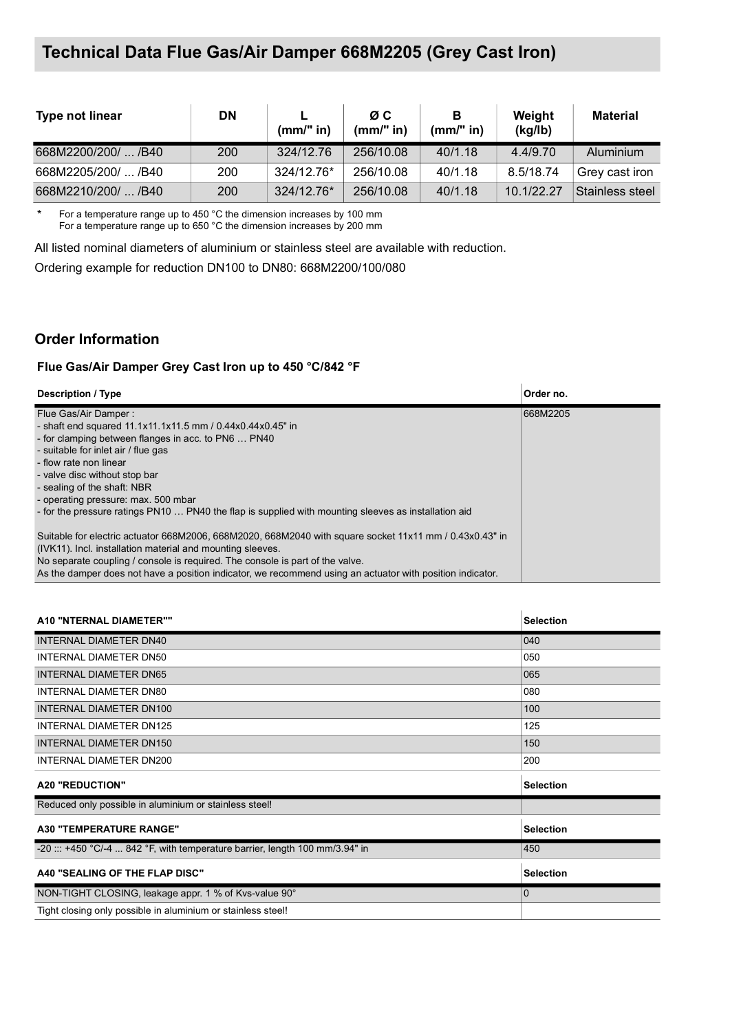# Technical Data Flue Gas/Air Damper 668M2205 (Grey Cast Iron)

| Type not linear | DN | L (mm/" in) | Ø C (mm/" in) | B (mm/" in) | Weight (kg/lb) | Material |
|---|---|---|---|---|---|---|
| 668M2200/200/ ... /B40 | 200 | 324/12.76 | 256/10.08 | 40/1.18 | 4.4/9.70 | Aluminium |
| 668M2205/200/ ... /B40 | 200 | 324/12.76* | 256/10.08 | 40/1.18 | 8.5/18.74 | Grey cast iron |
| 668M2210/200/ ... /B40 | 200 | 324/12.76* | 256/10.08 | 40/1.18 | 10.1/22.27 | Stainless steel |

\* For a temperature range up to 450 °C the dimension increases by 100 mm
For a temperature range up to 650 °C the dimension increases by 200 mm

All listed nominal diameters of aluminium or stainless steel are available with reduction.

Ordering example for reduction DN100 to DN80: 668M2200/100/080

## Order Information

### Flue Gas/Air Damper Grey Cast Iron up to 450 °C/842 °F

| Description / Type | Order no. |
|---|---|
| Flue Gas/Air Damper :<br>- shaft end squared 11.1x11.1x11.5 mm / 0.44x0.44x0.45" in<br>- for clamping between flanges in acc. to PN6 … PN40<br>- suitable for inlet air / flue gas<br>- flow rate non linear<br>- valve disc without stop bar<br>- sealing of the shaft: NBR<br>- operating pressure: max. 500 mbar<br>- for the pressure ratings PN10 … PN40 the flap is supplied with mounting sleeves as installation aid<br><br>Suitable for electric actuator 668M2006, 668M2020, 668M2040 with square socket 11x11 mm / 0.43x0.43" in (IVK11). Incl. installation material and mounting sleeves.<br>No separate coupling / console is required. The console is part of the valve.<br>As the damper does not have a position indicator, we recommend using an actuator with position indicator. | 668M2205 |

| A10 "NTERNAL DIAMETER"" | Selection |
|---|---|
| INTERNAL DIAMETER DN40 | 040 |
| INTERNAL DIAMETER DN50 | 050 |
| INTERNAL DIAMETER DN65 | 065 |
| INTERNAL DIAMETER DN80 | 080 |
| INTERNAL DIAMETER DN100 | 100 |
| INTERNAL DIAMETER DN125 | 125 |
| INTERNAL DIAMETER DN150 | 150 |
| INTERNAL DIAMETER DN200 | 200 |

| A20 "REDUCTION" | Selection |
|---|---|
| Reduced only possible in aluminium or stainless steel! | |

| A30 "TEMPERATURE RANGE" | Selection |
|---|---|
| -20 ::: +450 °C/-4 ... 842 °F, with temperature barrier, length 100 mm/3.94" in | 450 |

| A40 "SEALING OF THE FLAP DISC" | Selection |
|---|---|
| NON-TIGHT CLOSING, leakage appr. 1 % of Kvs-value 90° | 0 |
| Tight closing only possible in aluminium or stainless steel! | |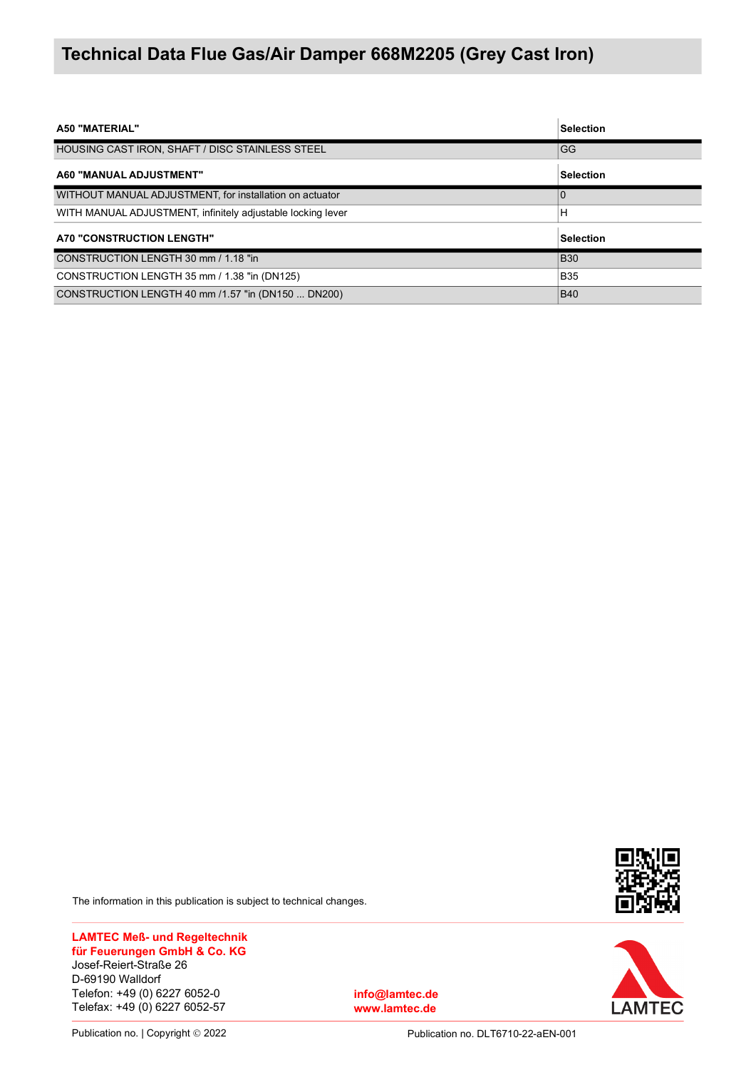# Technical Data Flue Gas/Air Damper 668M2205 (Grey Cast Iron)

| A50 "MATERIAL" | Selection |
|---|---|
| HOUSING CAST IRON, SHAFT / DISC STAINLESS STEEL | GG |

| A60 "MANUAL ADJUSTMENT" | Selection |
|---|---|
| WITHOUT MANUAL ADJUSTMENT, for installation on actuator | 0 |
| WITH MANUAL ADJUSTMENT, infinitely adjustable locking lever | H |

| A70 "CONSTRUCTION LENGTH" | Selection |
|---|---|
| CONSTRUCTION LENGTH 30 mm / 1.18 "in | B30 |
| CONSTRUCTION LENGTH 35 mm / 1.38 "in (DN125) | B35 |
| CONSTRUCTION LENGTH 40 mm /1.57 "in (DN150 ... DN200) | B40 |

The information in this publication is subject to technical changes.

**LAMTEC Meß- und Regeltechnik**
**für Feuerungen GmbH & Co. KG**
Josef-Reiert-Straße 26
D-69190 Walldorf
Telefon: +49 (0) 6227 6052-0
Telefax: +49 (0) 6227 6052-57

**info@lamtec.de**
**www.lamtec.de**

LAMTEC

Publication no. | Copyright © 2022

Publication no. DLT6710-22-aEN-001